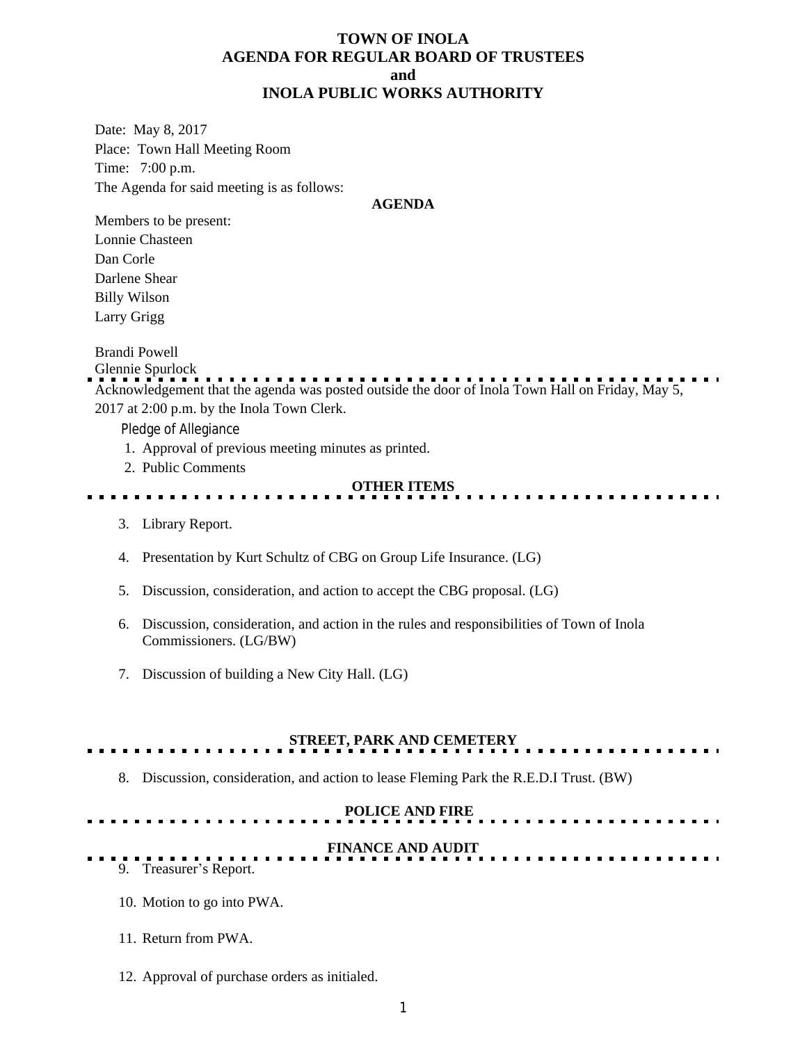# TOWN OF INOLA
# AGENDA FOR REGULAR BOARD OF TRUSTEES
# and
# INOLA PUBLIC WORKS AUTHORITY

Date: May 8, 2017

Place: Town Hall Meeting Room

Time: 7:00 p.m.

The Agenda for said meeting is as follows:

**AGENDA**

Members to be present:

Lonnie Chasteen

Dan Corle

Darlene Shear

Billy Wilson

Larry Grigg

Brandi Powell

Glennie Spurlock

Acknowledgement that the agenda was posted outside the door of Inola Town Hall on Friday, May 5, 2017 at 2:00 p.m. by the Inola Town Clerk.

Pledge of Allegiance

1. Approval of previous meeting minutes as printed.
2. Public Comments

**OTHER ITEMS**

3. Library Report.
4. Presentation by Kurt Schultz of CBG on Group Life Insurance. (LG)
5. Discussion, consideration, and action to accept the CBG proposal. (LG)
6. Discussion, consideration, and action in the rules and responsibilities of Town of Inola Commissioners. (LG/BW)
7. Discussion of building a New City Hall. (LG)

**STREET, PARK AND CEMETERY**

8. Discussion, consideration, and action to lease Fleming Park the R.E.D.I Trust. (BW)

**POLICE AND FIRE**

**FINANCE AND AUDIT**

9. Treasurer's Report.
10. Motion to go into PWA.
11. Return from PWA.
12. Approval of purchase orders as initialed.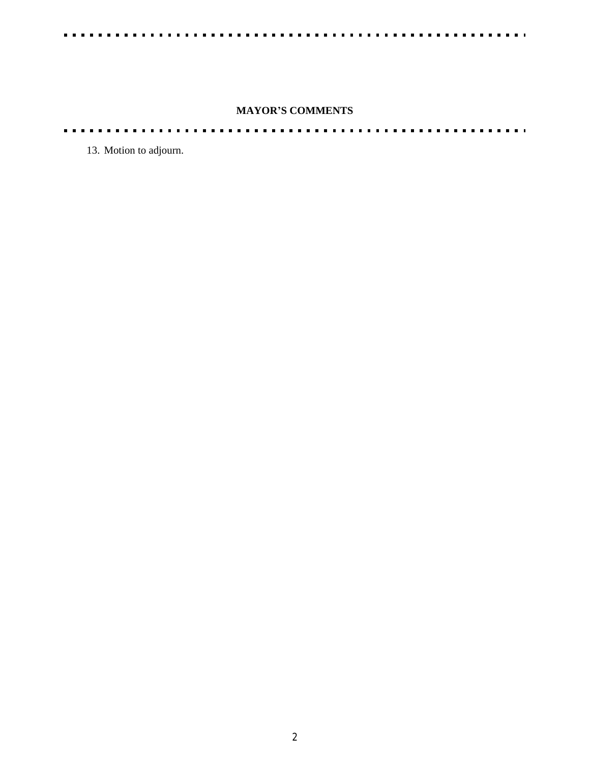## MAYOR'S COMMENTS

13. Motion to adjourn.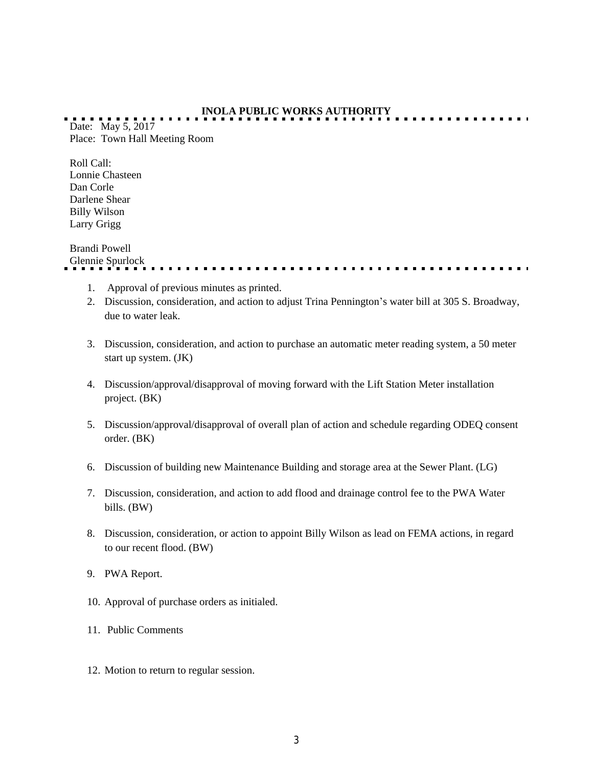**INOLA PUBLIC WORKS AUTHORITY**

Date: May 5, 2017
Place: Town Hall Meeting Room

Roll Call:
Lonnie Chasteen
Dan Corle
Darlene Shear
Billy Wilson
Larry Grigg

Brandi Powell
Glennie Spurlock

1. Approval of previous minutes as printed.
2. Discussion, consideration, and action to adjust Trina Pennington's water bill at 305 S. Broadway, due to water leak.
3. Discussion, consideration, and action to purchase an automatic meter reading system, a 50 meter start up system. (JK)
4. Discussion/approval/disapproval of moving forward with the Lift Station Meter installation project. (BK)
5. Discussion/approval/disapproval of overall plan of action and schedule regarding ODEQ consent order. (BK)
6. Discussion of building new Maintenance Building and storage area at the Sewer Plant. (LG)
7. Discussion, consideration, and action to add flood and drainage control fee to the PWA Water bills. (BW)
8. Discussion, consideration, or action to appoint Billy Wilson as lead on FEMA actions, in regard to our recent flood. (BW)
9. PWA Report.
10. Approval of purchase orders as initialed.
11. Public Comments
12. Motion to return to regular session.